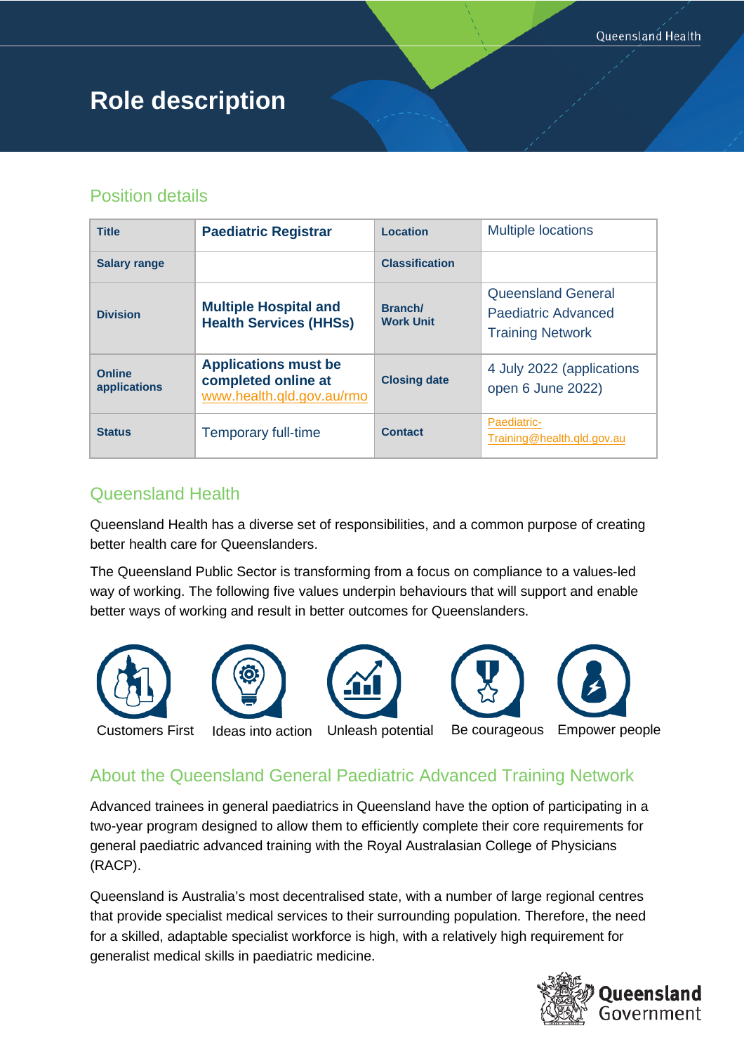# Role description

## Position details

| Title | Paediatric Registrar | Location | Multiple locations |
|---|---|---|---|
| Salary range | | Classification | |
| Division | Multiple Hospital and Health Services (HHSs) | Branch/ Work Unit | Queensland General Paediatric Advanced Training Network |
| Online applications | Applications must be completed online at www.health.qld.gov.au/rmo | Closing date | 4 July 2022 (applications open 6 June 2022) |
| Status | Temporary full-time | Contact | Paediatric-Training@health.qld.gov.au |

## Queensland Health

Queensland Health has a diverse set of responsibilities, and a common purpose of creating better health care for Queenslanders.

The Queensland Public Sector is transforming from a focus on compliance to a values-led way of working. The following five values underpin behaviours that will support and enable better ways of working and result in better outcomes for Queenslanders.

Customers First | Ideas into action | Unleash potential | Be courageous | Empower people

## About the Queensland General Paediatric Advanced Training Network

Advanced trainees in general paediatrics in Queensland have the option of participating in a two-year program designed to allow them to efficiently complete their core requirements for general paediatric advanced training with the Royal Australasian College of Physicians (RACP).

Queensland is Australia's most decentralised state, with a number of large regional centres that provide specialist medical services to their surrounding population. Therefore, the need for a skilled, adaptable specialist workforce is high, with a relatively high requirement for generalist medical skills in paediatric medicine.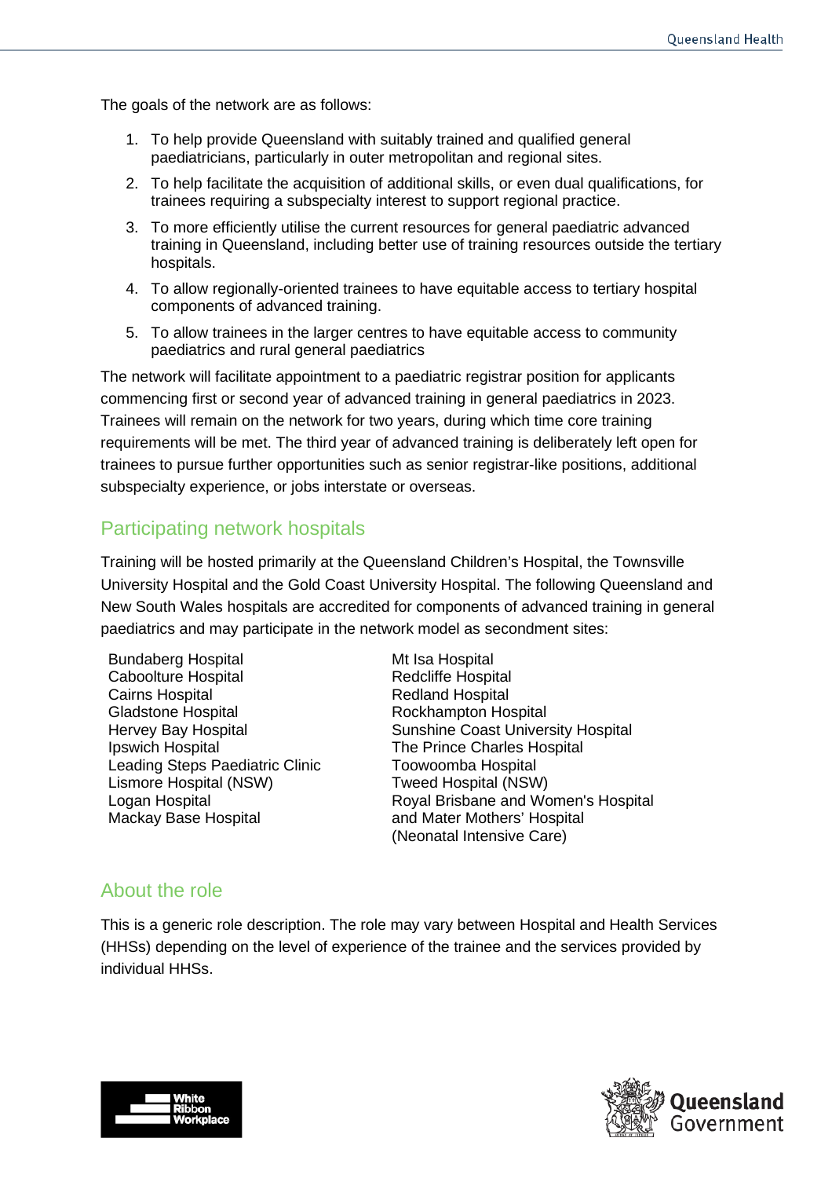The goals of the network are as follows:

1. To help provide Queensland with suitably trained and qualified general paediatricians, particularly in outer metropolitan and regional sites.
2. To help facilitate the acquisition of additional skills, or even dual qualifications, for trainees requiring a subspecialty interest to support regional practice.
3. To more efficiently utilise the current resources for general paediatric advanced training in Queensland, including better use of training resources outside the tertiary hospitals.
4. To allow regionally-oriented trainees to have equitable access to tertiary hospital components of advanced training.
5. To allow trainees in the larger centres to have equitable access to community paediatrics and rural general paediatrics

The network will facilitate appointment to a paediatric registrar position for applicants commencing first or second year of advanced training in general paediatrics in 2023. Trainees will remain on the network for two years, during which time core training requirements will be met. The third year of advanced training is deliberately left open for trainees to pursue further opportunities such as senior registrar-like positions, additional subspecialty experience, or jobs interstate or overseas.

## Participating network hospitals

Training will be hosted primarily at the Queensland Children's Hospital, the Townsville University Hospital and the Gold Coast University Hospital. The following Queensland and New South Wales hospitals are accredited for components of advanced training in general paediatrics and may participate in the network model as secondment sites:

- Bundaberg Hospital
- Caboolture Hospital
- Cairns Hospital
- Gladstone Hospital
- Hervey Bay Hospital
- Ipswich Hospital
- Leading Steps Paediatric Clinic
- Lismore Hospital (NSW)
- Logan Hospital
- Mackay Base Hospital
- Mt Isa Hospital
- Redcliffe Hospital
- Redland Hospital
- Rockhampton Hospital
- Sunshine Coast University Hospital
- The Prince Charles Hospital
- Toowoomba Hospital
- Tweed Hospital (NSW)
- Royal Brisbane and Women's Hospital and Mater Mothers' Hospital (Neonatal Intensive Care)

## About the role

This is a generic role description. The role may vary between Hospital and Health Services (HHSs) depending on the level of experience of the trainee and the services provided by individual HHSs.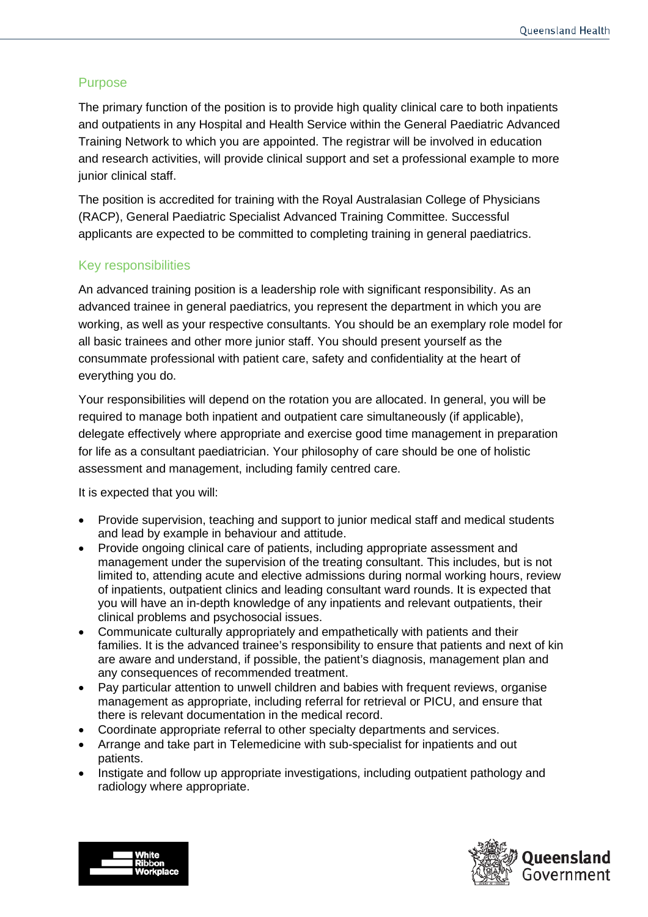## Purpose

The primary function of the position is to provide high quality clinical care to both inpatients and outpatients in any Hospital and Health Service within the General Paediatric Advanced Training Network to which you are appointed. The registrar will be involved in education and research activities, will provide clinical support and set a professional example to more junior clinical staff.

The position is accredited for training with the Royal Australasian College of Physicians (RACP), General Paediatric Specialist Advanced Training Committee. Successful applicants are expected to be committed to completing training in general paediatrics.

## Key responsibilities

An advanced training position is a leadership role with significant responsibility. As an advanced trainee in general paediatrics, you represent the department in which you are working, as well as your respective consultants. You should be an exemplary role model for all basic trainees and other more junior staff. You should present yourself as the consummate professional with patient care, safety and confidentiality at the heart of everything you do.

Your responsibilities will depend on the rotation you are allocated. In general, you will be required to manage both inpatient and outpatient care simultaneously (if applicable), delegate effectively where appropriate and exercise good time management in preparation for life as a consultant paediatrician. Your philosophy of care should be one of holistic assessment and management, including family centred care.

It is expected that you will:

- Provide supervision, teaching and support to junior medical staff and medical students and lead by example in behaviour and attitude.
- Provide ongoing clinical care of patients, including appropriate assessment and management under the supervision of the treating consultant. This includes, but is not limited to, attending acute and elective admissions during normal working hours, review of inpatients, outpatient clinics and leading consultant ward rounds. It is expected that you will have an in-depth knowledge of any inpatients and relevant outpatients, their clinical problems and psychosocial issues.
- Communicate culturally appropriately and empathetically with patients and their families. It is the advanced trainee's responsibility to ensure that patients and next of kin are aware and understand, if possible, the patient's diagnosis, management plan and any consequences of recommended treatment.
- Pay particular attention to unwell children and babies with frequent reviews, organise management as appropriate, including referral for retrieval or PICU, and ensure that there is relevant documentation in the medical record.
- Coordinate appropriate referral to other specialty departments and services.
- Arrange and take part in Telemedicine with sub-specialist for inpatients and out patients.
- Instigate and follow up appropriate investigations, including outpatient pathology and radiology where appropriate.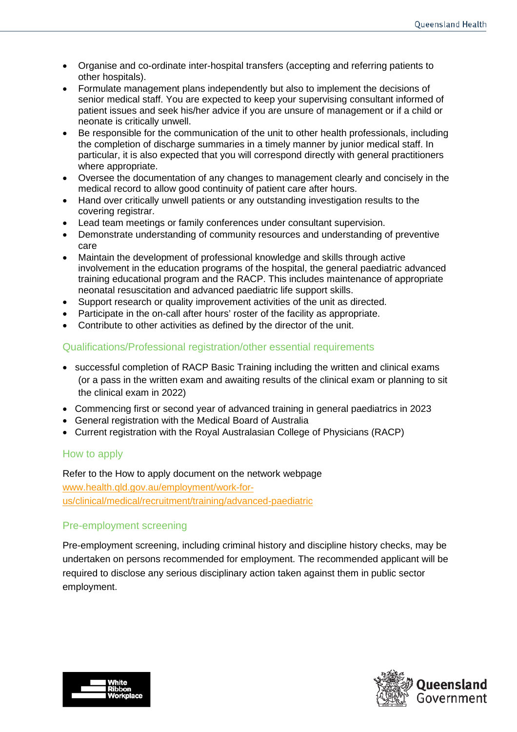- Organise and co-ordinate inter-hospital transfers (accepting and referring patients to other hospitals).
- Formulate management plans independently but also to implement the decisions of senior medical staff. You are expected to keep your supervising consultant informed of patient issues and seek his/her advice if you are unsure of management or if a child or neonate is critically unwell.
- Be responsible for the communication of the unit to other health professionals, including the completion of discharge summaries in a timely manner by junior medical staff. In particular, it is also expected that you will correspond directly with general practitioners where appropriate.
- Oversee the documentation of any changes to management clearly and concisely in the medical record to allow good continuity of patient care after hours.
- Hand over critically unwell patients or any outstanding investigation results to the covering registrar.
- Lead team meetings or family conferences under consultant supervision.
- Demonstrate understanding of community resources and understanding of preventive care
- Maintain the development of professional knowledge and skills through active involvement in the education programs of the hospital, the general paediatric advanced training educational program and the RACP. This includes maintenance of appropriate neonatal resuscitation and advanced paediatric life support skills.
- Support research or quality improvement activities of the unit as directed.
- Participate in the on-call after hours' roster of the facility as appropriate.
- Contribute to other activities as defined by the director of the unit.

## Qualifications/Professional registration/other essential requirements

- successful completion of RACP Basic Training including the written and clinical exams (or a pass in the written exam and awaiting results of the clinical exam or planning to sit the clinical exam in 2022)
- Commencing first or second year of advanced training in general paediatrics in 2023
- General registration with the Medical Board of Australia
- Current registration with the Royal Australasian College of Physicians (RACP)

## How to apply

Refer to the How to apply document on the network webpage
[www.health.qld.gov.au/employment/work-for-us/clinical/medical/recruitment/training/advanced-paediatric](www.health.qld.gov.au/employment/work-for-us/clinical/medical/recruitment/training/advanced-paediatric)

## Pre-employment screening

Pre-employment screening, including criminal history and discipline history checks, may be undertaken on persons recommended for employment. The recommended applicant will be required to disclose any serious disciplinary action taken against them in public sector employment.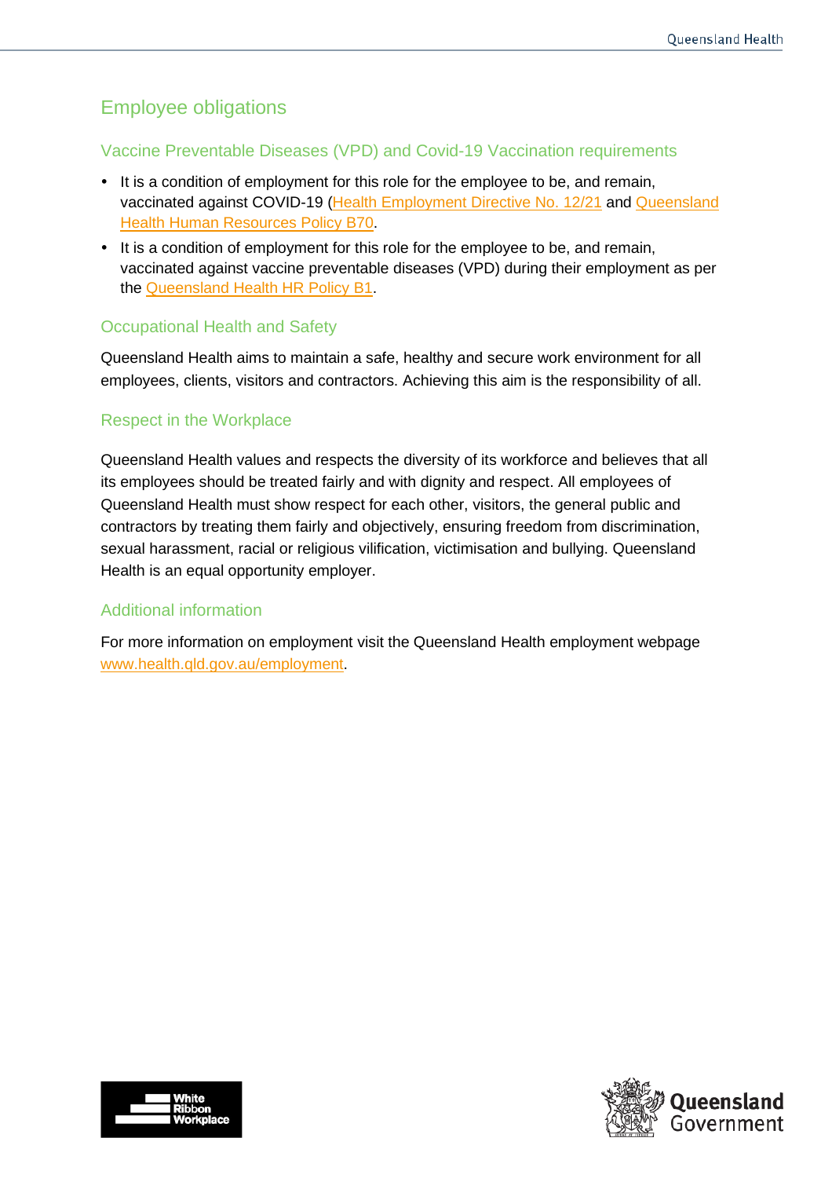## Employee obligations

### Vaccine Preventable Diseases (VPD) and Covid-19 Vaccination requirements

- It is a condition of employment for this role for the employee to be, and remain, vaccinated against COVID-19 (Health Employment Directive No. 12/21 and Queensland Health Human Resources Policy B70.
- It is a condition of employment for this role for the employee to be, and remain, vaccinated against vaccine preventable diseases (VPD) during their employment as per the Queensland Health HR Policy B1.

### Occupational Health and Safety

Queensland Health aims to maintain a safe, healthy and secure work environment for all employees, clients, visitors and contractors. Achieving this aim is the responsibility of all.

### Respect in the Workplace

Queensland Health values and respects the diversity of its workforce and believes that all its employees should be treated fairly and with dignity and respect. All employees of Queensland Health must show respect for each other, visitors, the general public and contractors by treating them fairly and objectively, ensuring freedom from discrimination, sexual harassment, racial or religious vilification, victimisation and bullying. Queensland Health is an equal opportunity employer.

### Additional information

For more information on employment visit the Queensland Health employment webpage www.health.qld.gov.au/employment.